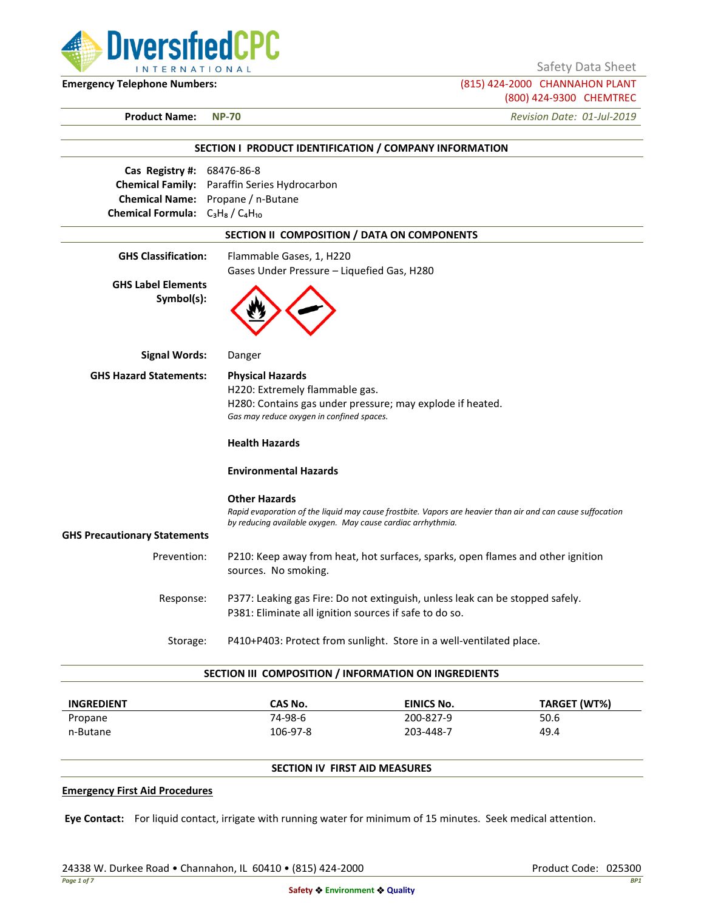DiversifiedCPC INTERNATIONAL

Safety Data Sheet

**Emergency Telephone Numbers:** (815) 424-2000 CHANNAHON PLANT
(800) 424-9300 CHEMTREC

**Product Name:** **NP-70** *Revision Date: 01-Jul-2019*

## SECTION I PRODUCT IDENTIFICATION / COMPANY INFORMATION

**Cas Registry #:** 68476-86-8
**Chemical Family:** Paraffin Series Hydrocarbon
**Chemical Name:** Propane / n-Butane
**Chemical Formula:** $C_3H_8$ / $C_4H_{10}$

## SECTION II COMPOSITION / DATA ON COMPONENTS

**GHS Classification:** Flammable Gases, 1, H220
Gases Under Pressure – Liquefied Gas, H280

**GHS Label Elements Symbol(s):**

**Signal Words:** Danger

**GHS Hazard Statements:**

**Physical Hazards**
H220: Extremely flammable gas.
H280: Contains gas under pressure; may explode if heated.
*Gas may reduce oxygen in confined spaces.*

**Health Hazards**

**Environmental Hazards**

**Other Hazards**
*Rapid evaporation of the liquid may cause frostbite. Vapors are heavier than air and can cause suffocation by reducing available oxygen. May cause cardiac arrhythmia.*

**GHS Precautionary Statements**

Prevention: P210: Keep away from heat, hot surfaces, sparks, open flames and other ignition sources. No smoking.

Response: P377: Leaking gas Fire: Do not extinguish, unless leak can be stopped safely.
P381: Eliminate all ignition sources if safe to do so.

Storage: P410+P403: Protect from sunlight. Store in a well-ventilated place.

## SECTION III COMPOSITION / INFORMATION ON INGREDIENTS

| INGREDIENT | CAS No. | EINICS No. | TARGET (WT%) |
|---|---|---|---|
| Propane | 74-98-6 | 200-827-9 | 50.6 |
| n-Butane | 106-97-8 | 203-448-7 | 49.4 |

## SECTION IV FIRST AID MEASURES

**Emergency First Aid Procedures**

**Eye Contact:** For liquid contact, irrigate with running water for minimum of 15 minutes. Seek medical attention.

24338 W. Durkee Road • Channahon, IL 60410 • (815) 424-2000 Product Code: 025300

Safety ❖ Environment ❖ Quality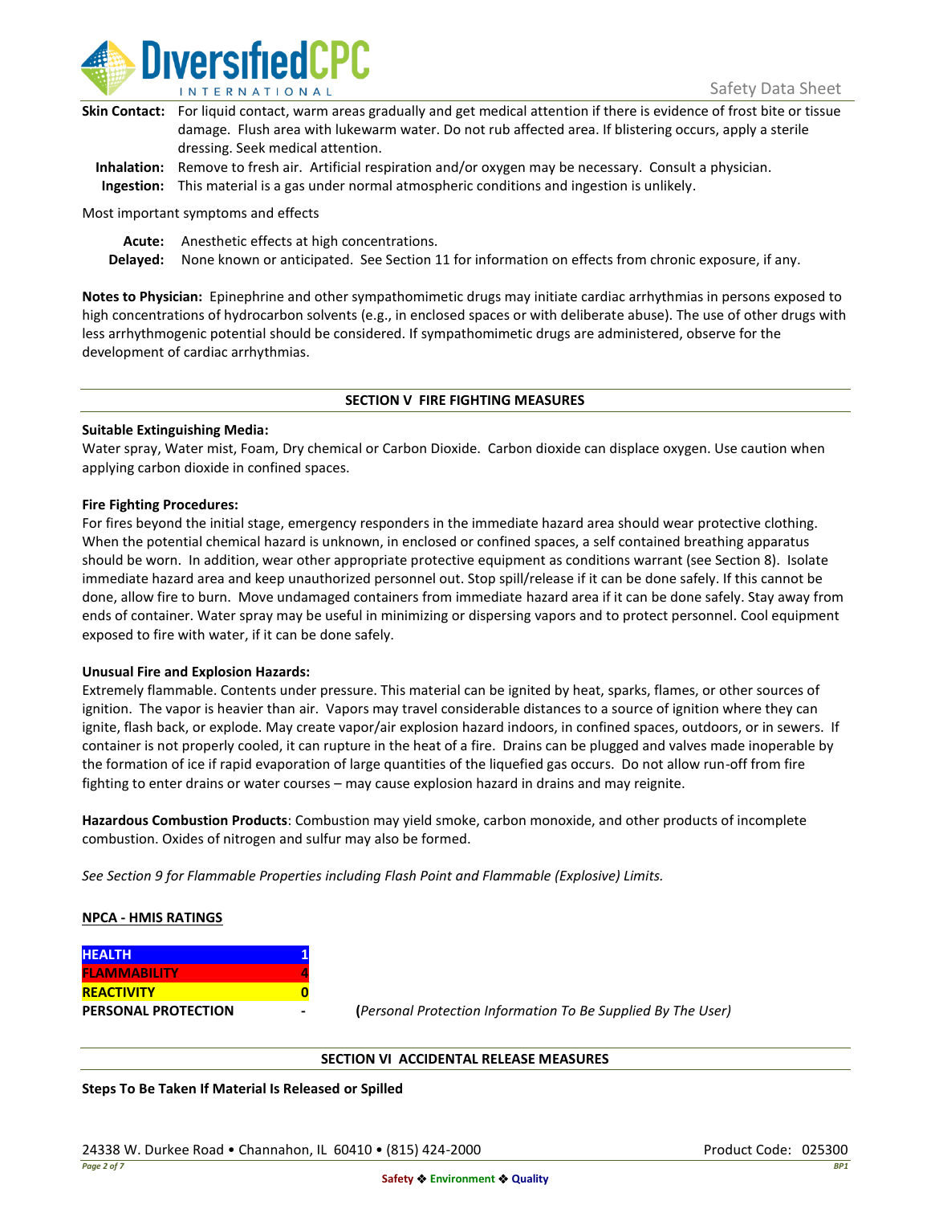**Skin Contact:** For liquid contact, warm areas gradually and get medical attention if there is evidence of frost bite or tissue damage. Flush area with lukewarm water. Do not rub affected area. If blistering occurs, apply a sterile dressing. Seek medical attention.

**Inhalation:** Remove to fresh air. Artificial respiration and/or oxygen may be necessary. Consult a physician.

**Ingestion:** This material is a gas under normal atmospheric conditions and ingestion is unlikely.

Most important symptoms and effects

**Acute:** Anesthetic effects at high concentrations.

**Delayed:** None known or anticipated. See Section 11 for information on effects from chronic exposure, if any.

**Notes to Physician:** Epinephrine and other sympathomimetic drugs may initiate cardiac arrhythmias in persons exposed to high concentrations of hydrocarbon solvents (e.g., in enclosed spaces or with deliberate abuse). The use of other drugs with less arrhythmogenic potential should be considered. If sympathomimetic drugs are administered, observe for the development of cardiac arrhythmias.

## SECTION V FIRE FIGHTING MEASURES

**Suitable Extinguishing Media:**

Water spray, Water mist, Foam, Dry chemical or Carbon Dioxide. Carbon dioxide can displace oxygen. Use caution when applying carbon dioxide in confined spaces.

**Fire Fighting Procedures:**

For fires beyond the initial stage, emergency responders in the immediate hazard area should wear protective clothing. When the potential chemical hazard is unknown, in enclosed or confined spaces, a self contained breathing apparatus should be worn. In addition, wear other appropriate protective equipment as conditions warrant (see Section 8). Isolate immediate hazard area and keep unauthorized personnel out. Stop spill/release if it can be done safely. If this cannot be done, allow fire to burn. Move undamaged containers from immediate hazard area if it can be done safely. Stay away from ends of container. Water spray may be useful in minimizing or dispersing vapors and to protect personnel. Cool equipment exposed to fire with water, if it can be done safely.

**Unusual Fire and Explosion Hazards:**

Extremely flammable. Contents under pressure. This material can be ignited by heat, sparks, flames, or other sources of ignition. The vapor is heavier than air. Vapors may travel considerable distances to a source of ignition where they can ignite, flash back, or explode. May create vapor/air explosion hazard indoors, in confined spaces, outdoors, or in sewers. If container is not properly cooled, it can rupture in the heat of a fire. Drains can be plugged and valves made inoperable by the formation of ice if rapid evaporation of large quantities of the liquefied gas occurs. Do not allow run-off from fire fighting to enter drains or water courses – may cause explosion hazard in drains and may reignite.

**Hazardous Combustion Products**: Combustion may yield smoke, carbon monoxide, and other products of incomplete combustion. Oxides of nitrogen and sulfur may also be formed.

*See Section 9 for Flammable Properties including Flash Point and Flammable (Explosive) Limits.*

**NPCA - HMIS RATINGS**

| | |
|---|---|
| **HEALTH** | **1** |
| **FLAMMABILITY** | **4** |
| **REACTIVITY** | **0** |
| **PERSONAL PROTECTION** | **-** |

(*Personal Protection Information To Be Supplied By The User)*

## SECTION VI ACCIDENTAL RELEASE MEASURES

**Steps To Be Taken If Material Is Released or Spilled**

24338 W. Durkee Road • Channahon, IL 60410 • (815) 424-2000

Product Code: 025300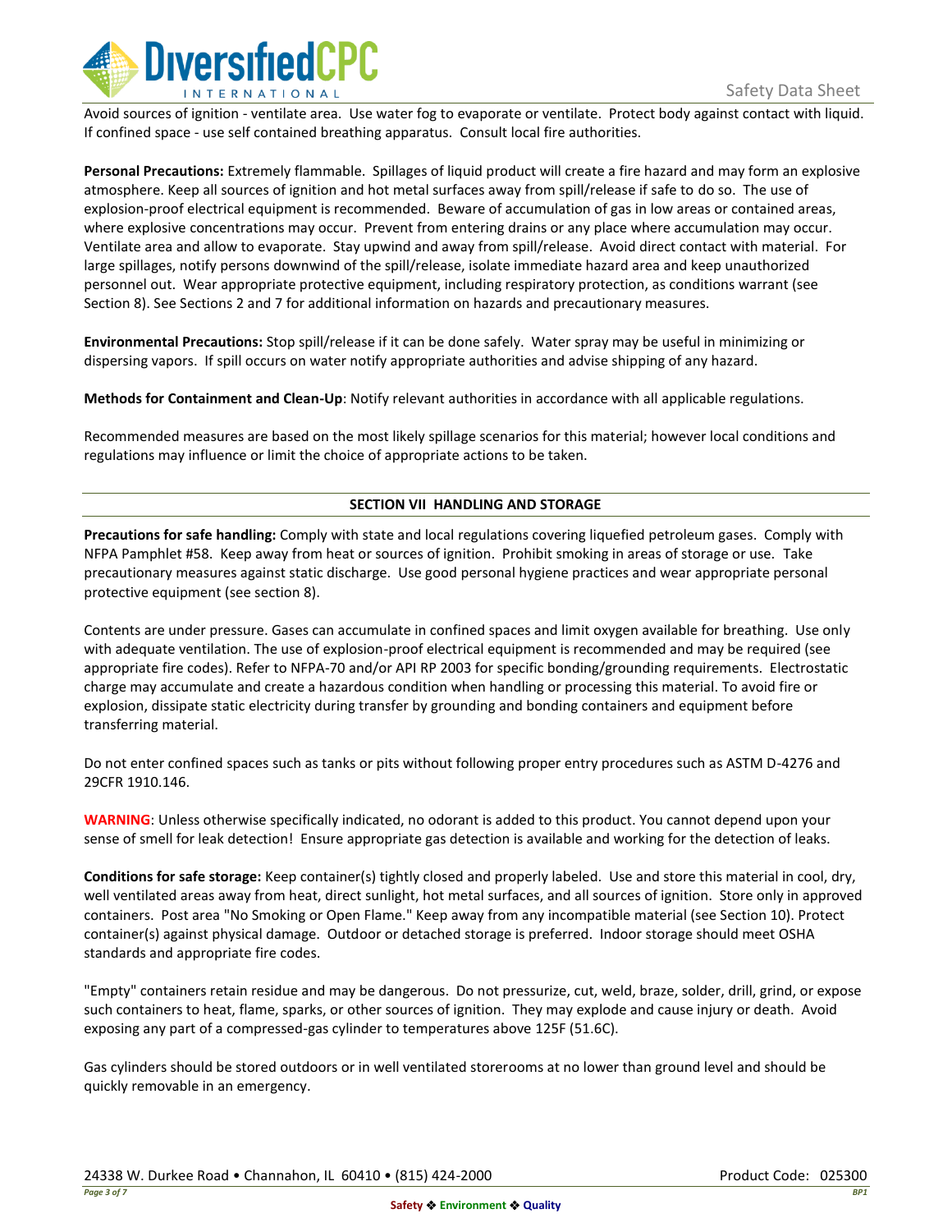Avoid sources of ignition - ventilate area. Use water fog to evaporate or ventilate. Protect body against contact with liquid. If confined space - use self contained breathing apparatus. Consult local fire authorities.

**Personal Precautions:** Extremely flammable. Spillages of liquid product will create a fire hazard and may form an explosive atmosphere. Keep all sources of ignition and hot metal surfaces away from spill/release if safe to do so. The use of explosion-proof electrical equipment is recommended. Beware of accumulation of gas in low areas or contained areas, where explosive concentrations may occur. Prevent from entering drains or any place where accumulation may occur. Ventilate area and allow to evaporate. Stay upwind and away from spill/release. Avoid direct contact with material. For large spillages, notify persons downwind of the spill/release, isolate immediate hazard area and keep unauthorized personnel out. Wear appropriate protective equipment, including respiratory protection, as conditions warrant (see Section 8). See Sections 2 and 7 for additional information on hazards and precautionary measures.

**Environmental Precautions:** Stop spill/release if it can be done safely. Water spray may be useful in minimizing or dispersing vapors. If spill occurs on water notify appropriate authorities and advise shipping of any hazard.

**Methods for Containment and Clean-Up**: Notify relevant authorities in accordance with all applicable regulations.

Recommended measures are based on the most likely spillage scenarios for this material; however local conditions and regulations may influence or limit the choice of appropriate actions to be taken.

## SECTION VII HANDLING AND STORAGE

**Precautions for safe handling:** Comply with state and local regulations covering liquefied petroleum gases. Comply with NFPA Pamphlet #58. Keep away from heat or sources of ignition. Prohibit smoking in areas of storage or use. Take precautionary measures against static discharge. Use good personal hygiene practices and wear appropriate personal protective equipment (see section 8).

Contents are under pressure. Gases can accumulate in confined spaces and limit oxygen available for breathing. Use only with adequate ventilation. The use of explosion-proof electrical equipment is recommended and may be required (see appropriate fire codes). Refer to NFPA-70 and/or API RP 2003 for specific bonding/grounding requirements. Electrostatic charge may accumulate and create a hazardous condition when handling or processing this material. To avoid fire or explosion, dissipate static electricity during transfer by grounding and bonding containers and equipment before transferring material.

Do not enter confined spaces such as tanks or pits without following proper entry procedures such as ASTM D-4276 and 29CFR 1910.146.

**WARNING**: Unless otherwise specifically indicated, no odorant is added to this product. You cannot depend upon your sense of smell for leak detection! Ensure appropriate gas detection is available and working for the detection of leaks.

**Conditions for safe storage:** Keep container(s) tightly closed and properly labeled. Use and store this material in cool, dry, well ventilated areas away from heat, direct sunlight, hot metal surfaces, and all sources of ignition. Store only in approved containers. Post area "No Smoking or Open Flame." Keep away from any incompatible material (see Section 10). Protect container(s) against physical damage. Outdoor or detached storage is preferred. Indoor storage should meet OSHA standards and appropriate fire codes.

"Empty" containers retain residue and may be dangerous. Do not pressurize, cut, weld, braze, solder, drill, grind, or expose such containers to heat, flame, sparks, or other sources of ignition. They may explode and cause injury or death. Avoid exposing any part of a compressed-gas cylinder to temperatures above 125F (51.6C).

Gas cylinders should be stored outdoors or in well ventilated storerooms at no lower than ground level and should be quickly removable in an emergency.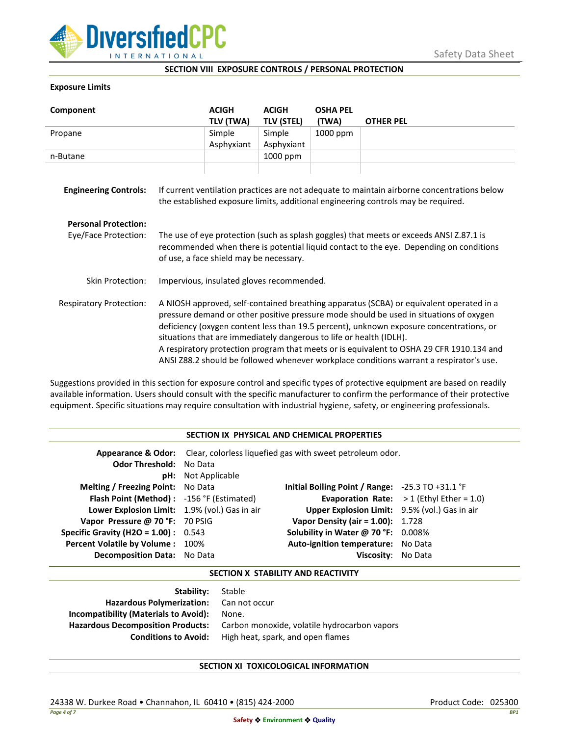## SECTION VIII EXPOSURE CONTROLS / PERSONAL PROTECTION

**Exposure Limits**

| Component | ACIGH TLV (TWA) | ACIGH TLV (STEL) | OSHA PEL (TWA) | OTHER PEL |
|---|---|---|---|---|
| Propane | Simple Asphyxiant | Simple Asphyxiant | 1000 ppm | |
| n-Butane | | 1000 ppm | | |
| | | | | |

**Engineering Controls:** If current ventilation practices are not adequate to maintain airborne concentrations below the established exposure limits, additional engineering controls may be required.

**Personal Protection:**

Eye/Face Protection: The use of eye protection (such as splash goggles) that meets or exceeds ANSI Z.87.1 is recommended when there is potential liquid contact to the eye. Depending on conditions of use, a face shield may be necessary.

Skin Protection: Impervious, insulated gloves recommended.

Respiratory Protection: A NIOSH approved, self-contained breathing apparatus (SCBA) or equivalent operated in a pressure demand or other positive pressure mode should be used in situations of oxygen deficiency (oxygen content less than 19.5 percent), unknown exposure concentrations, or situations that are immediately dangerous to life or health (IDLH).
A respiratory protection program that meets or is equivalent to OSHA 29 CFR 1910.134 and ANSI Z88.2 should be followed whenever workplace conditions warrant a respirator's use.

Suggestions provided in this section for exposure control and specific types of protective equipment are based on readily available information. Users should consult with the specific manufacturer to confirm the performance of their protective equipment. Specific situations may require consultation with industrial hygiene, safety, or engineering professionals.

## SECTION IX PHYSICAL AND CHEMICAL PROPERTIES

**Appearance & Odor:** Clear, colorless liquefied gas with sweet petroleum odor.
**Odor Threshold:** No Data
**pH:** Not Applicable

| | | | |
|---|---|---|---|
| **Melting / Freezing Point:** | No Data | **Initial Boiling Point / Range:** | -25.3 TO +31.1 °F |
| **Flash Point (Method) :** | -156 °F (Estimated) | **Evaporation Rate:** | > 1 (Ethyl Ether = 1.0) |
| **Lower Explosion Limit:** | 1.9% (vol.) Gas in air | **Upper Explosion Limit:** | 9.5% (vol.) Gas in air |
| **Vapor Pressure @ 70 °F:** | 70 PSIG | **Vapor Density (air = 1.00):** | 1.728 |
| **Specific Gravity (H2O = 1.00) :** | 0.543 | **Solubility in Water @ 70 °F:** | 0.008% |
| **Percent Volatile by Volume :** | 100% | **Auto-ignition temperature:** | No Data |
| **Decomposition Data:** | No Data | **Viscosity:** | No Data |

## SECTION X STABILITY AND REACTIVITY

**Stability:** Stable
**Hazardous Polymerization:** Can not occur
**Incompatibility (Materials to Avoid):** None.
**Hazardous Decomposition Products:** Carbon monoxide, volatile hydrocarbon vapors
**Conditions to Avoid:** High heat, spark, and open flames

## SECTION XI TOXICOLOGICAL INFORMATION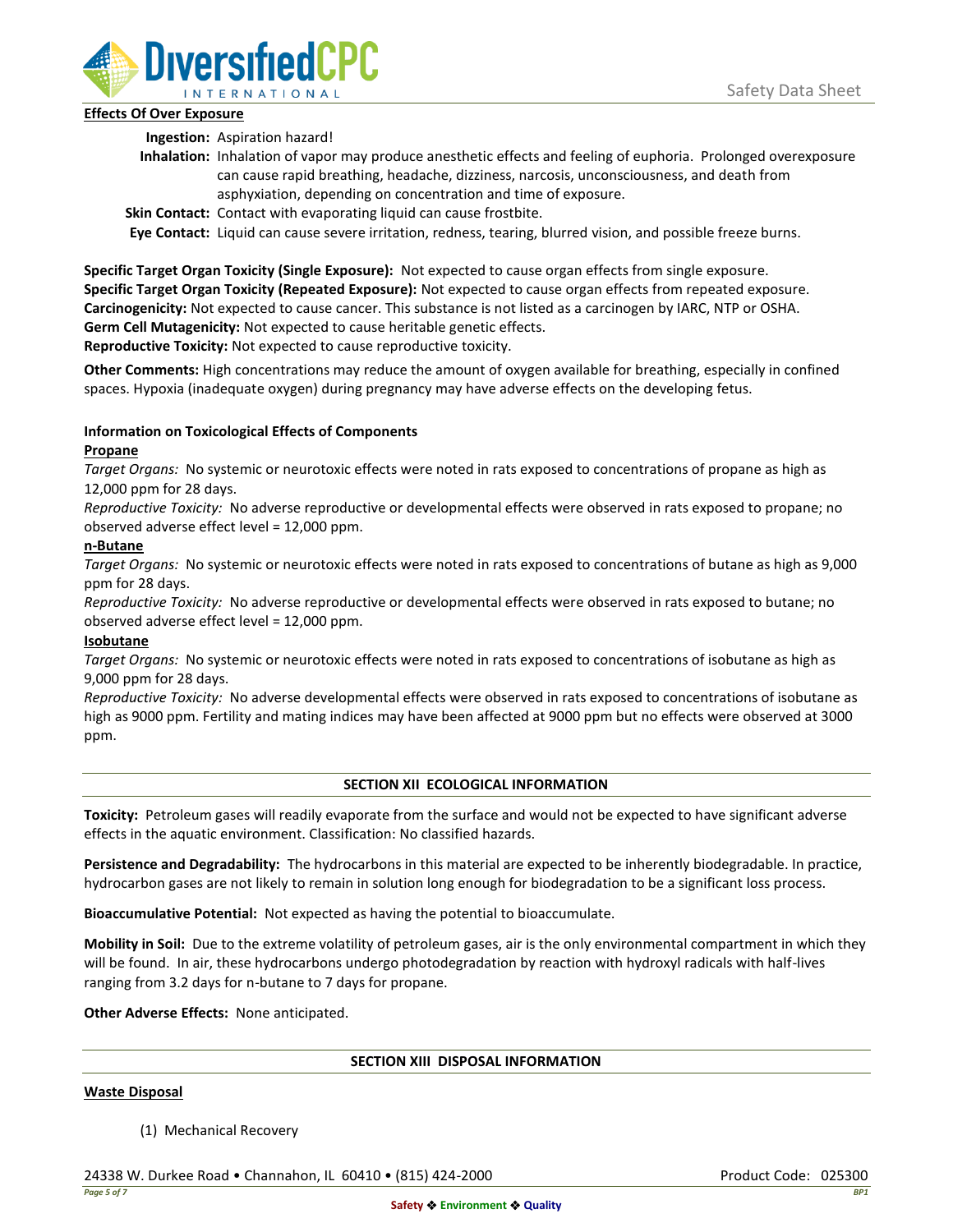**Effects Of Over Exposure**

**Ingestion:** Aspiration hazard!

**Inhalation:** Inhalation of vapor may produce anesthetic effects and feeling of euphoria. Prolonged overexposure can cause rapid breathing, headache, dizziness, narcosis, unconsciousness, and death from asphyxiation, depending on concentration and time of exposure.

**Skin Contact:** Contact with evaporating liquid can cause frostbite.

**Eye Contact:** Liquid can cause severe irritation, redness, tearing, blurred vision, and possible freeze burns.

**Specific Target Organ Toxicity (Single Exposure):** Not expected to cause organ effects from single exposure.
**Specific Target Organ Toxicity (Repeated Exposure):** Not expected to cause organ effects from repeated exposure.
**Carcinogenicity:** Not expected to cause cancer. This substance is not listed as a carcinogen by IARC, NTP or OSHA.
**Germ Cell Mutagenicity:** Not expected to cause heritable genetic effects.
**Reproductive Toxicity:** Not expected to cause reproductive toxicity.

**Other Comments:** High concentrations may reduce the amount of oxygen available for breathing, especially in confined spaces. Hypoxia (inadequate oxygen) during pregnancy may have adverse effects on the developing fetus.

**Information on Toxicological Effects of Components**

**Propane**

*Target Organs:* No systemic or neurotoxic effects were noted in rats exposed to concentrations of propane as high as 12,000 ppm for 28 days.

*Reproductive Toxicity:* No adverse reproductive or developmental effects were observed in rats exposed to propane; no observed adverse effect level = 12,000 ppm.

**n-Butane**

*Target Organs:* No systemic or neurotoxic effects were noted in rats exposed to concentrations of butane as high as 9,000 ppm for 28 days.

*Reproductive Toxicity:* No adverse reproductive or developmental effects were observed in rats exposed to butane; no observed adverse effect level = 12,000 ppm.

**Isobutane**

*Target Organs:* No systemic or neurotoxic effects were noted in rats exposed to concentrations of isobutane as high as 9,000 ppm for 28 days.

*Reproductive Toxicity:* No adverse developmental effects were observed in rats exposed to concentrations of isobutane as high as 9000 ppm. Fertility and mating indices may have been affected at 9000 ppm but no effects were observed at 3000 ppm.

## SECTION XII ECOLOGICAL INFORMATION

**Toxicity:** Petroleum gases will readily evaporate from the surface and would not be expected to have significant adverse effects in the aquatic environment. Classification: No classified hazards.

**Persistence and Degradability:** The hydrocarbons in this material are expected to be inherently biodegradable. In practice, hydrocarbon gases are not likely to remain in solution long enough for biodegradation to be a significant loss process.

**Bioaccumulative Potential:** Not expected as having the potential to bioaccumulate.

**Mobility in Soil:** Due to the extreme volatility of petroleum gases, air is the only environmental compartment in which they will be found. In air, these hydrocarbons undergo photodegradation by reaction with hydroxyl radicals with half-lives ranging from 3.2 days for n-butane to 7 days for propane.

**Other Adverse Effects:** None anticipated.

## SECTION XIII DISPOSAL INFORMATION

**Waste Disposal**

(1) Mechanical Recovery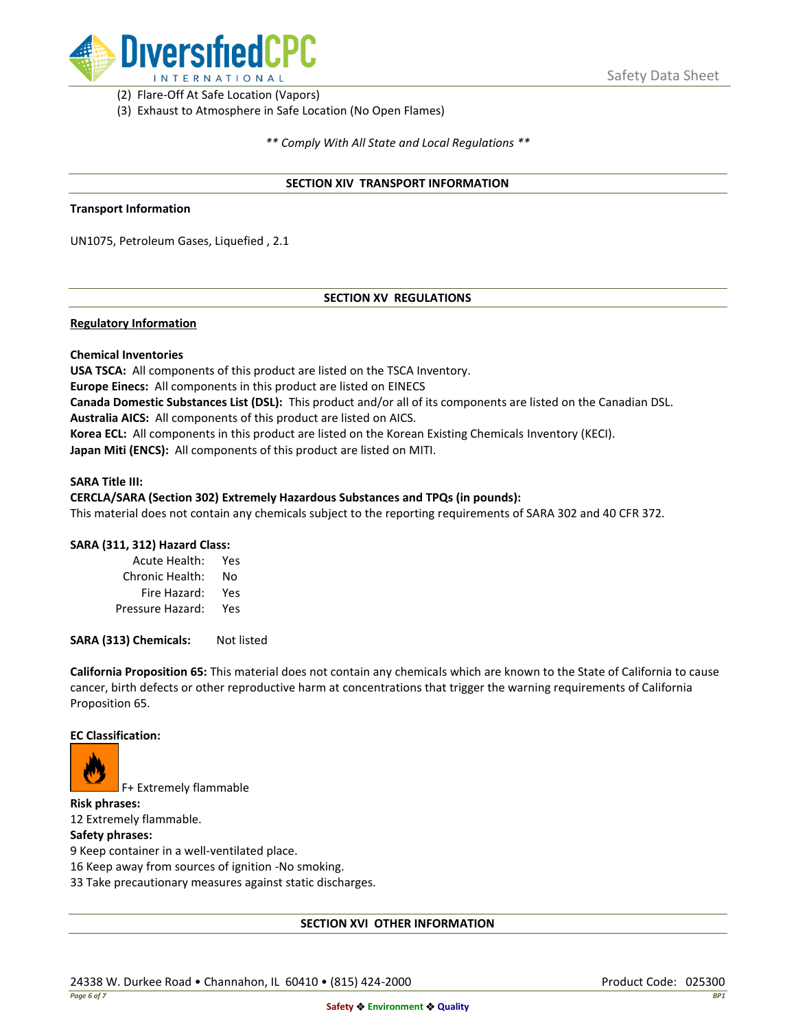(2) Flare-Off At Safe Location (Vapors)
(3) Exhaust to Atmosphere in Safe Location (No Open Flames)

*** Comply With All State and Local Regulations ***

## SECTION XIV TRANSPORT INFORMATION

**Transport Information**

UN1075, Petroleum Gases, Liquefied , 2.1

## SECTION XV REGULATIONS

**Regulatory Information**

**Chemical Inventories**
**USA TSCA:** All components of this product are listed on the TSCA Inventory.
**Europe Einecs:** All components in this product are listed on EINECS
**Canada Domestic Substances List (DSL):** This product and/or all of its components are listed on the Canadian DSL.
**Australia AICS:** All components of this product are listed on AICS.
**Korea ECL:** All components in this product are listed on the Korean Existing Chemicals Inventory (KECI).
**Japan Miti (ENCS):** All components of this product are listed on MITI.

**SARA Title III:**
**CERCLA/SARA (Section 302) Extremely Hazardous Substances and TPQs (in pounds):**
This material does not contain any chemicals subject to the reporting requirements of SARA 302 and 40 CFR 372.

**SARA (311, 312) Hazard Class:**

| | |
|---|---|
| Acute Health: | Yes |
| Chronic Health: | No |
| Fire Hazard: | Yes |
| Pressure Hazard: | Yes |

**SARA (313) Chemicals:** Not listed

**California Proposition 65:** This material does not contain any chemicals which are known to the State of California to cause cancer, birth defects or other reproductive harm at concentrations that trigger the warning requirements of California Proposition 65.

**EC Classification:**

F+ Extremely flammable

**Risk phrases:**
12 Extremely flammable.
**Safety phrases:**
9 Keep container in a well-ventilated place.
16 Keep away from sources of ignition -No smoking.
33 Take precautionary measures against static discharges.

## SECTION XVI OTHER INFORMATION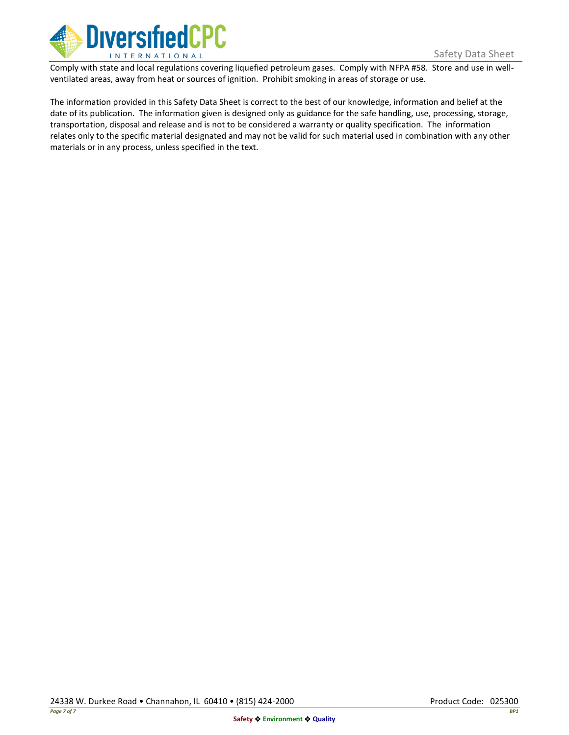Comply with state and local regulations covering liquefied petroleum gases. Comply with NFPA #58. Store and use in well-ventilated areas, away from heat or sources of ignition. Prohibit smoking in areas of storage or use.

The information provided in this Safety Data Sheet is correct to the best of our knowledge, information and belief at the date of its publication. The information given is designed only as guidance for the safe handling, use, processing, storage, transportation, disposal and release and is not to be considered a warranty or quality specification. The information relates only to the specific material designated and may not be valid for such material used in combination with any other materials or in any process, unless specified in the text.